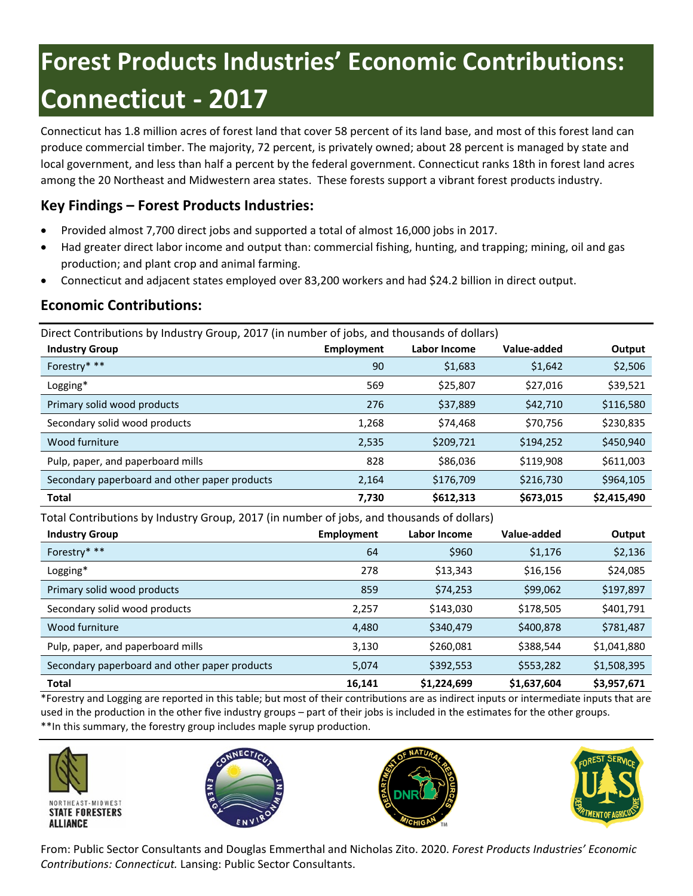# Forest Products Industries' Economic Contributions: Connecticut - 2017

Connecticut has 1.8 million acres of forest land that cover 58 percent of its land base, and most of this forest land can produce commercial timber. The majority, 72 percent, is privately owned; about 28 percent is managed by state and local government, and less than half a percent by the federal government. Connecticut ranks 18th in forest land acres among the 20 Northeast and Midwestern area states. These forests support a vibrant forest products industry.

## Key Findings – Forest Products Industries:

- Provided almost 7,700 direct jobs and supported a total of almost 16,000 jobs in 2017.
- Had greater direct labor income and output than: commercial fishing, hunting, and trapping; mining, oil and gas production; and plant crop and animal farming.
- Connecticut and adjacent states employed over 83,200 workers and had $24.2 billion in direct output.

## Economic Contributions:

Direct Contributions by Industry Group, 2017 (in number of jobs, and thousands of dollars)

| Industry Group | Employment | Labor Income | Value-added | Output |
|---|---|---|---|---|
| Forestry* ** | 90 | $1,683 | $1,642 | $2,506 |
| Logging* | 569 | $25,807 | $27,016 | $39,521 |
| Primary solid wood products | 276 | $37,889 | $42,710 | $116,580 |
| Secondary solid wood products | 1,268 | $74,468 | $70,756 | $230,835 |
| Wood furniture | 2,535 | $209,721 | $194,252 | $450,940 |
| Pulp, paper, and paperboard mills | 828 | $86,036 | $119,908 | $611,003 |
| Secondary paperboard and other paper products | 2,164 | $176,709 | $216,730 | $964,105 |
| **Total** | **7,730** | **$612,313** | **$673,015** | **$2,415,490** |

Total Contributions by Industry Group, 2017 (in number of jobs, and thousands of dollars)

| Industry Group | Employment | Labor Income | Value-added | Output |
|---|---|---|---|---|
| Forestry* ** | 64 | $960 | $1,176 | $2,136 |
| Logging* | 278 | $13,343 | $16,156 | $24,085 |
| Primary solid wood products | 859 | $74,253 | $99,062 | $197,897 |
| Secondary solid wood products | 2,257 | $143,030 | $178,505 | $401,791 |
| Wood furniture | 4,480 | $340,479 | $400,878 | $781,487 |
| Pulp, paper, and paperboard mills | 3,130 | $260,081 | $388,544 | $1,041,880 |
| Secondary paperboard and other paper products | 5,074 | $392,553 | $553,282 | $1,508,395 |
| **Total** | **16,141** | **$1,224,699** | **$1,637,604** | **$3,957,671** |

*Forestry and Logging are reported in this table; but most of their contributions are as indirect inputs or intermediate inputs that are used in the production in the other five industry groups – part of their jobs is included in the estimates for the other groups.
**In this summary, the forestry group includes maple syrup production.

NORTHEAST-MIDWEST STATE FORESTERS ALLIANCE

From: Public Sector Consultants and Douglas Emmerthal and Nicholas Zito. 2020. *Forest Products Industries' Economic Contributions: Connecticut.* Lansing: Public Sector Consultants.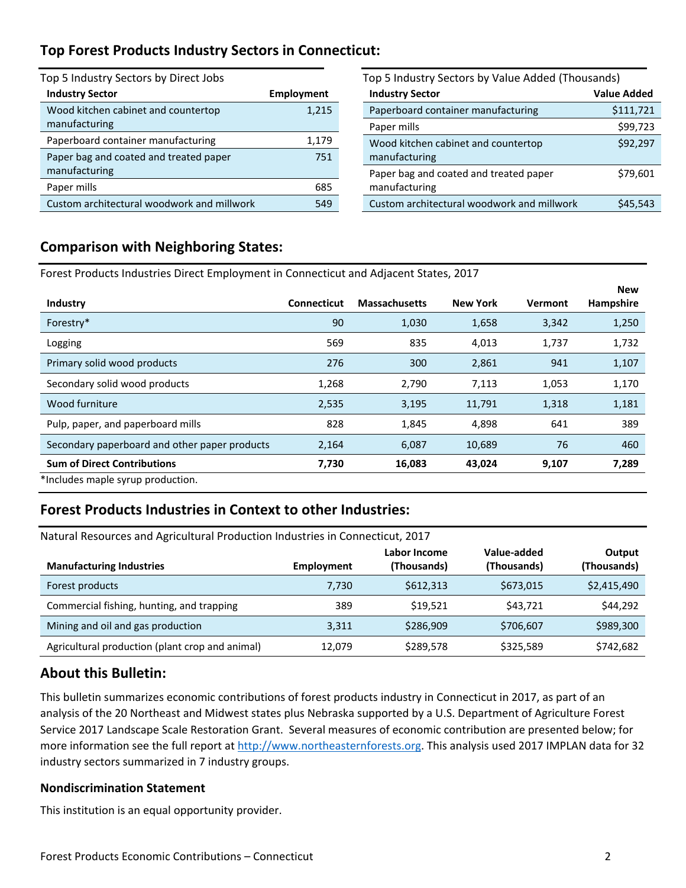## Top Forest Products Industry Sectors in Connecticut:

Top 5 Industry Sectors by Direct Jobs

| Industry Sector | Employment |
|---|---|
| Wood kitchen cabinet and countertop manufacturing | 1,215 |
| Paperboard container manufacturing | 1,179 |
| Paper bag and coated and treated paper manufacturing | 751 |
| Paper mills | 685 |
| Custom architectural woodwork and millwork | 549 |

Top 5 Industry Sectors by Value Added (Thousands)

| Industry Sector | Value Added |
|---|---|
| Paperboard container manufacturing | $111,721 |
| Paper mills | $99,723 |
| Wood kitchen cabinet and countertop manufacturing | $92,297 |
| Paper bag and coated and treated paper manufacturing | $79,601 |
| Custom architectural woodwork and millwork | $45,543 |

## Comparison with Neighboring States:

Forest Products Industries Direct Employment in Connecticut and Adjacent States, 2017

| Industry | Connecticut | Massachusetts | New York | Vermont | New Hampshire |
|---|---|---|---|---|---|
| Forestry* | 90 | 1,030 | 1,658 | 3,342 | 1,250 |
| Logging | 569 | 835 | 4,013 | 1,737 | 1,732 |
| Primary solid wood products | 276 | 300 | 2,861 | 941 | 1,107 |
| Secondary solid wood products | 1,268 | 2,790 | 7,113 | 1,053 | 1,170 |
| Wood furniture | 2,535 | 3,195 | 11,791 | 1,318 | 1,181 |
| Pulp, paper, and paperboard mills | 828 | 1,845 | 4,898 | 641 | 389 |
| Secondary paperboard and other paper products | 2,164 | 6,087 | 10,689 | 76 | 460 |
| **Sum of Direct Contributions** | **7,730** | **16,083** | **43,024** | **9,107** | **7,289** |

*Includes maple syrup production.

## Forest Products Industries in Context to other Industries:

Natural Resources and Agricultural Production Industries in Connecticut, 2017

| Manufacturing Industries | Employment | Labor Income (Thousands) | Value-added (Thousands) | Output (Thousands) |
|---|---|---|---|---|
| Forest products | 7,730 | $612,313 | $673,015 | $2,415,490 |
| Commercial fishing, hunting, and trapping | 389 | $19,521 | $43,721 | $44,292 |
| Mining and oil and gas production | 3,311 | $286,909 | $706,607 | $989,300 |
| Agricultural production (plant crop and animal) | 12,079 | $289,578 | $325,589 | $742,682 |

## About this Bulletin:

This bulletin summarizes economic contributions of forest products industry in Connecticut in 2017, as part of an analysis of the 20 Northeast and Midwest states plus Nebraska supported by a U.S. Department of Agriculture Forest Service 2017 Landscape Scale Restoration Grant. Several measures of economic contribution are presented below; for more information see the full report at http://www.northeasternforests.org. This analysis used 2017 IMPLAN data for 32 industry sectors summarized in 7 industry groups.

### Nondiscrimination Statement

This institution is an equal opportunity provider.